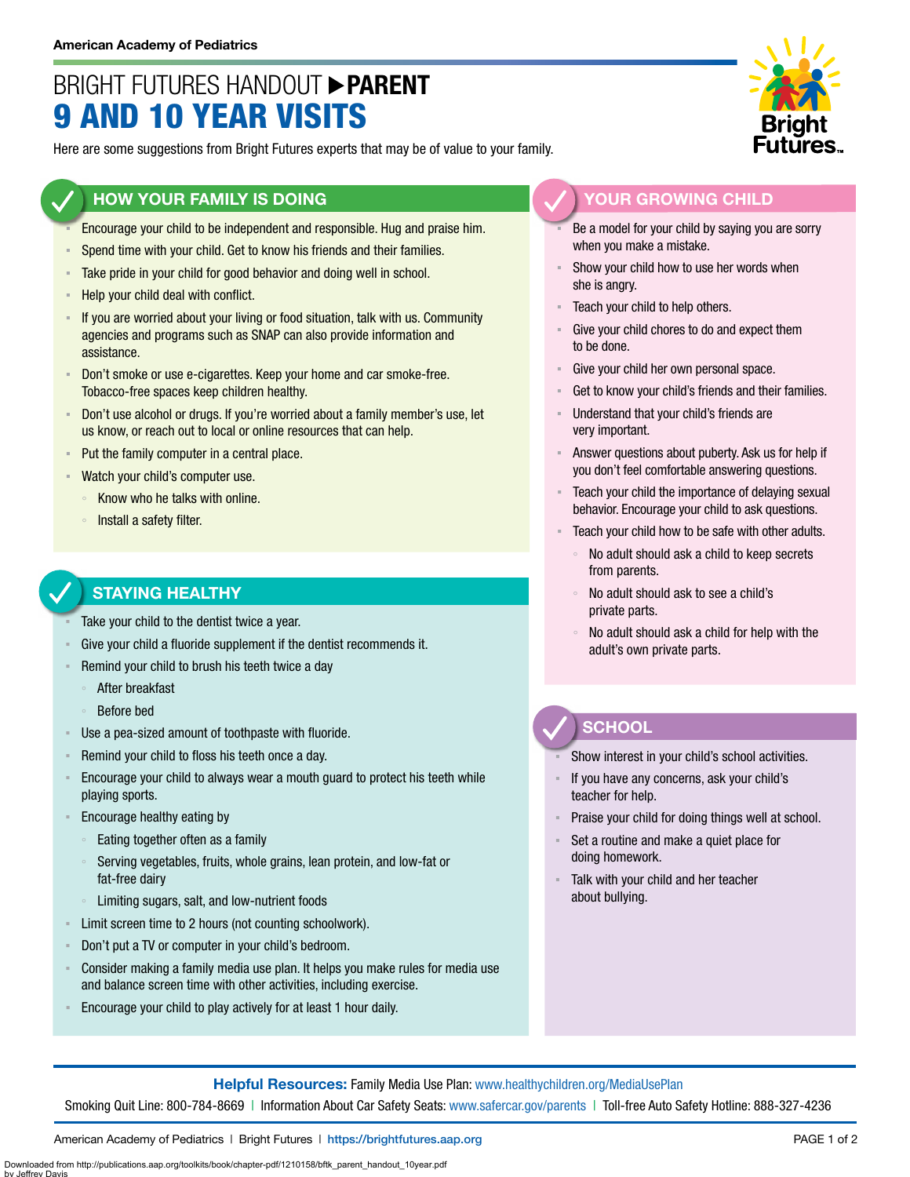American Academy of Pediatrics

# BRIGHT FUTURES HANDOUT ▶ PARENT
# 9 AND 10 YEAR VISITS

Here are some suggestions from Bright Futures experts that may be of value to your family.

## HOW YOUR FAMILY IS DOING

- Encourage your child to be independent and responsible. Hug and praise him.
- Spend time with your child. Get to know his friends and their families.
- Take pride in your child for good behavior and doing well in school.
- Help your child deal with conflict.
- If you are worried about your living or food situation, talk with us. Community agencies and programs such as SNAP can also provide information and assistance.
- Don't smoke or use e-cigarettes. Keep your home and car smoke-free. Tobacco-free spaces keep children healthy.
- Don't use alcohol or drugs. If you're worried about a family member's use, let us know, or reach out to local or online resources that can help.
- Put the family computer in a central place.
- Watch your child's computer use.
  - Know who he talks with online.
  - Install a safety filter.

## STAYING HEALTHY

- Take your child to the dentist twice a year.
- Give your child a fluoride supplement if the dentist recommends it.
- Remind your child to brush his teeth twice a day
  - After breakfast
  - Before bed
- Use a pea-sized amount of toothpaste with fluoride.
- Remind your child to floss his teeth once a day.
- Encourage your child to always wear a mouth guard to protect his teeth while playing sports.
- Encourage healthy eating by
  - Eating together often as a family
  - Serving vegetables, fruits, whole grains, lean protein, and low-fat or fat-free dairy
  - Limiting sugars, salt, and low-nutrient foods
- Limit screen time to 2 hours (not counting schoolwork).
- Don't put a TV or computer in your child's bedroom.
- Consider making a family media use plan. It helps you make rules for media use and balance screen time with other activities, including exercise.
- Encourage your child to play actively for at least 1 hour daily.

## YOUR GROWING CHILD

- Be a model for your child by saying you are sorry when you make a mistake.
- Show your child how to use her words when she is angry.
- Teach your child to help others.
- Give your child chores to do and expect them to be done.
- Give your child her own personal space.
- Get to know your child's friends and their families.
- Understand that your child's friends are very important.
- Answer questions about puberty. Ask us for help if you don't feel comfortable answering questions.
- Teach your child the importance of delaying sexual behavior. Encourage your child to ask questions.
- Teach your child how to be safe with other adults.
  - No adult should ask a child to keep secrets from parents.
  - No adult should ask to see a child's private parts.
  - No adult should ask a child for help with the adult's own private parts.

## SCHOOL

- Show interest in your child's school activities.
- If you have any concerns, ask your child's teacher for help.
- Praise your child for doing things well at school.
- Set a routine and make a quiet place for doing homework.
- Talk with your child and her teacher about bullying.

**Helpful Resources:** Family Media Use Plan: www.healthychildren.org/MediaUsePlan
Smoking Quit Line: 800-784-8669 | Information About Car Safety Seats: www.safercar.gov/parents | Toll-free Auto Safety Hotline: 888-327-4236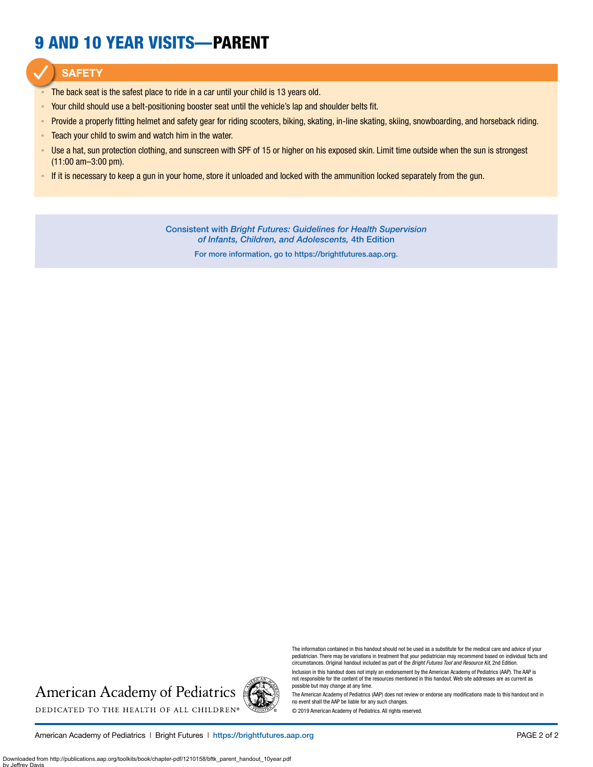# 9 AND 10 YEAR VISITS—PARENT

## SAFETY

- The back seat is the safest place to ride in a car until your child is 13 years old.
- Your child should use a belt-positioning booster seat until the vehicle's lap and shoulder belts fit.
- Provide a properly fitting helmet and safety gear for riding scooters, biking, skating, in-line skating, skiing, snowboarding, and horseback riding.
- Teach your child to swim and watch him in the water.
- Use a hat, sun protection clothing, and sunscreen with SPF of 15 or higher on his exposed skin. Limit time outside when the sun is strongest (11:00 am–3:00 pm).
- If it is necessary to keep a gun in your home, store it unloaded and locked with the ammunition locked separately from the gun.

Consistent with *Bright Futures: Guidelines for Health Supervision of Infants, Children, and Adolescents,* 4th Edition

For more information, go to https://brightfutures.aap.org.

American Academy of Pediatrics

DEDICATED TO THE HEALTH OF ALL CHILDREN®

The information contained in this handout should not be used as a substitute for the medical care and advice of your pediatrician. There may be variations in treatment that your pediatrician may recommend based on individual facts and circumstances. Original handout included as part of the *Bright Futures Tool and Resource Kit,* 2nd Edition.

Inclusion in this handout does not imply an endorsement by the American Academy of Pediatrics (AAP). The AAP is not responsible for the content of the resources mentioned in this handout. Web site addresses are as current as possible but may change at any time.

The American Academy of Pediatrics (AAP) does not review or endorse any modifications made to this handout and in no event shall the AAP be liable for any such changes.

© 2019 American Academy of Pediatrics. All rights reserved.